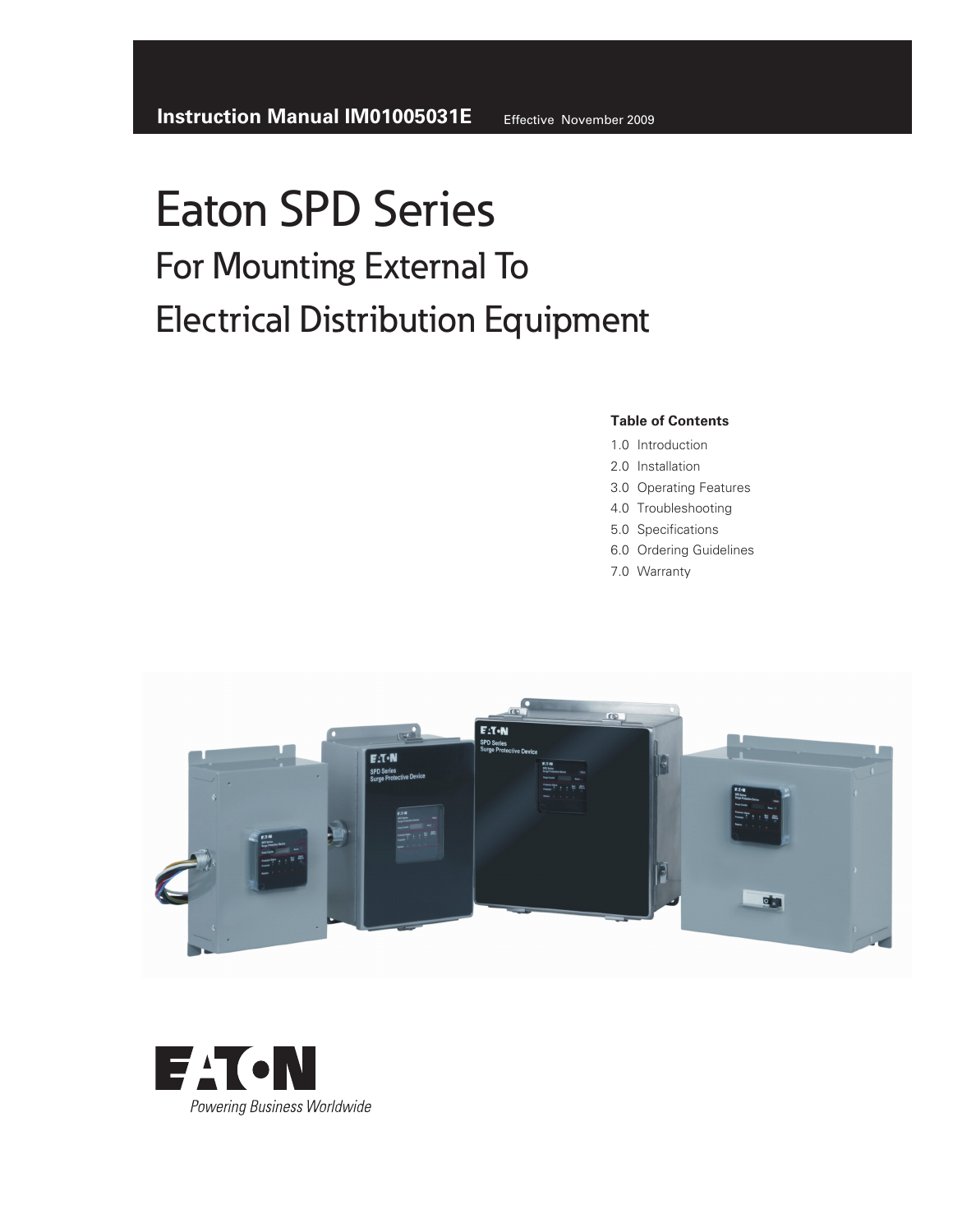**Instruction Manual IM01005031E** Effective November 2009

# Eaton SPD Series

## For Mounting External To Electrical Distribution Equipment

**Table of Contents**

1.0 Introduction
2.0 Installation
3.0 Operating Features
4.0 Troubleshooting
5.0 Specifications
6.0 Ordering Guidelines
7.0 Warranty

EATON
*Powering Business Worldwide*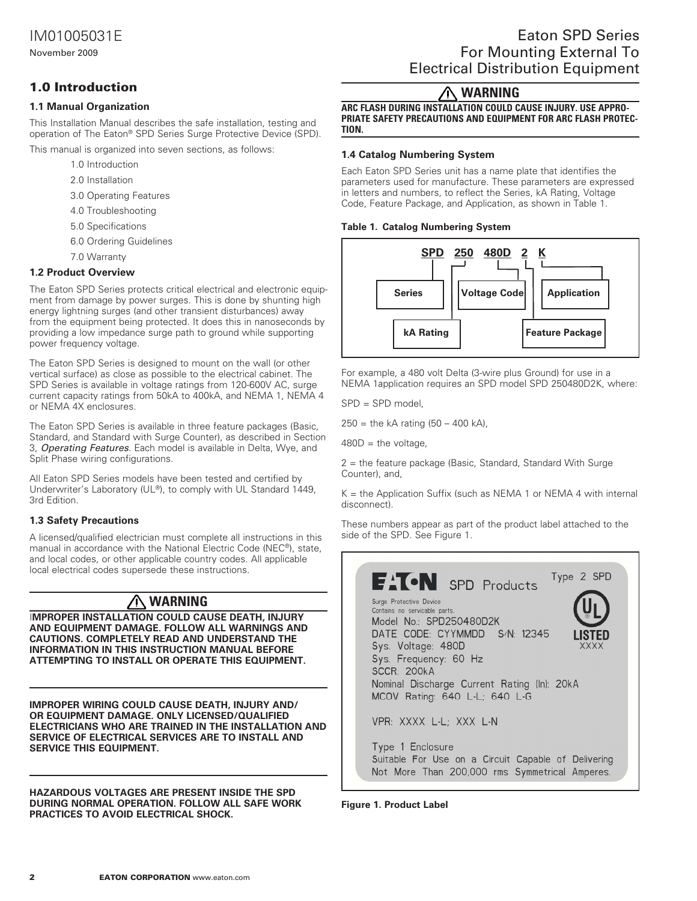## 1.0 Introduction

### 1.1 Manual Organization

This Installation Manual describes the safe installation, testing and operation of The Eaton® SPD Series Surge Protective Device (SPD).

This manual is organized into seven sections, as follows:

- 1.0 Introduction
- 2.0 Installation
- 3.0 Operating Features
- 4.0 Troubleshooting
- 5.0 Specifications
- 6.0 Ordering Guidelines
- 7.0 Warranty

### 1.2 Product Overview

The Eaton SPD Series protects critical electrical and electronic equipment from damage by power surges. This is done by shunting high energy lightning surges (and other transient disturbances) away from the equipment being protected. It does this in nanoseconds by providing a low impedance surge path to ground while supporting power frequency voltage.

The Eaton SPD Series is designed to mount on the wall (or other vertical surface) as close as possible to the electrical cabinet. The SPD Series is available in voltage ratings from 120-600V AC, surge current capacity ratings from 50kA to 400kA, and NEMA 1, NEMA 4 or NEMA 4X enclosures.

The Eaton SPD Series is available in three feature packages (Basic, Standard, and Standard with Surge Counter), as described in Section 3, *Operating Features*. Each model is available in Delta, Wye, and Split Phase wiring configurations.

All Eaton SPD Series models have been tested and certified by Underwriter's Laboratory (UL®), to comply with UL Standard 1449, 3rd Edition.

### 1.3 Safety Precautions

A licensed/qualified electrician must complete all instructions in this manual in accordance with the National Electric Code (NEC®), state, and local codes, or other applicable country codes. All applicable local electrical codes supersede these instructions.

**⚠ WARNING**

**IMPROPER INSTALLATION COULD CAUSE DEATH, INJURY AND EQUIPMENT DAMAGE. FOLLOW ALL WARNINGS AND CAUTIONS. COMPLETELY READ AND UNDERSTAND THE INFORMATION IN THIS INSTRUCTION MANUAL BEFORE ATTEMPTING TO INSTALL OR OPERATE THIS EQUIPMENT.**

**IMPROPER WIRING COULD CAUSE DEATH, INJURY AND/ OR EQUIPMENT DAMAGE. ONLY LICENSED/QUALIFIED ELECTRICIANS WHO ARE TRAINED IN THE INSTALLATION AND SERVICE OF ELECTRICAL SERVICES ARE TO INSTALL AND SERVICE THIS EQUIPMENT.**

**HAZARDOUS VOLTAGES ARE PRESENT INSIDE THE SPD DURING NORMAL OPERATION. FOLLOW ALL SAFE WORK PRACTICES TO AVOID ELECTRICAL SHOCK.**

**⚠ WARNING**

**ARC FLASH DURING INSTALLATION COULD CAUSE INJURY. USE APPROPRIATE SAFETY PRECAUTIONS AND EQUIPMENT FOR ARC FLASH PROTECTION.**

### 1.4 Catalog Numbering System

Each Eaton SPD Series unit has a name plate that identifies the parameters used for manufacture. These parameters are expressed in letters and numbers, to reflect the Series, kA Rating, Voltage Code, Feature Package, and Application, as shown in Table 1.

**Table 1. Catalog Numbering System**

| SPD | 250 | 480D | 2 | K |
|---|---|---|---|---|
| Series | kA Rating | Voltage Code | Feature Package | Application |

For example, a 480 volt Delta (3-wire plus Ground) for use in a NEMA 1application requires an SPD model SPD 250480D2K, where:

SPD = SPD model,

250 = the kA rating (50 – 400 kA),

480D = the voltage,

2 = the feature package (Basic, Standard, Standard With Surge Counter), and,

K = the Application Suffix (such as NEMA 1 or NEMA 4 with internal disconnect).

These numbers appear as part of the product label attached to the side of the SPD. See Figure 1.

EATON SPD Products Type 2 SPD

Surge Protective Device
Contains no servicable parts.
Model No.: SPD250480D2K
DATE CODE: CYYMMDD S/N: 12345
Sys. Voltage: 480D
Sys. Frequency: 60 Hz
SCCR: 200kA
Nominal Discharge Current Rating (In): 20kA
MCOV Rating: 640 L-L; 640 L-G

VPR: XXXX L-L; XXX L-N

Type 1 Enclosure
Suitable For Use on a Circuit Capable of Delivering Not More Than 200,000 rms Symmetrical Amperes.

UL LISTED XXXX

**Figure 1. Product Label**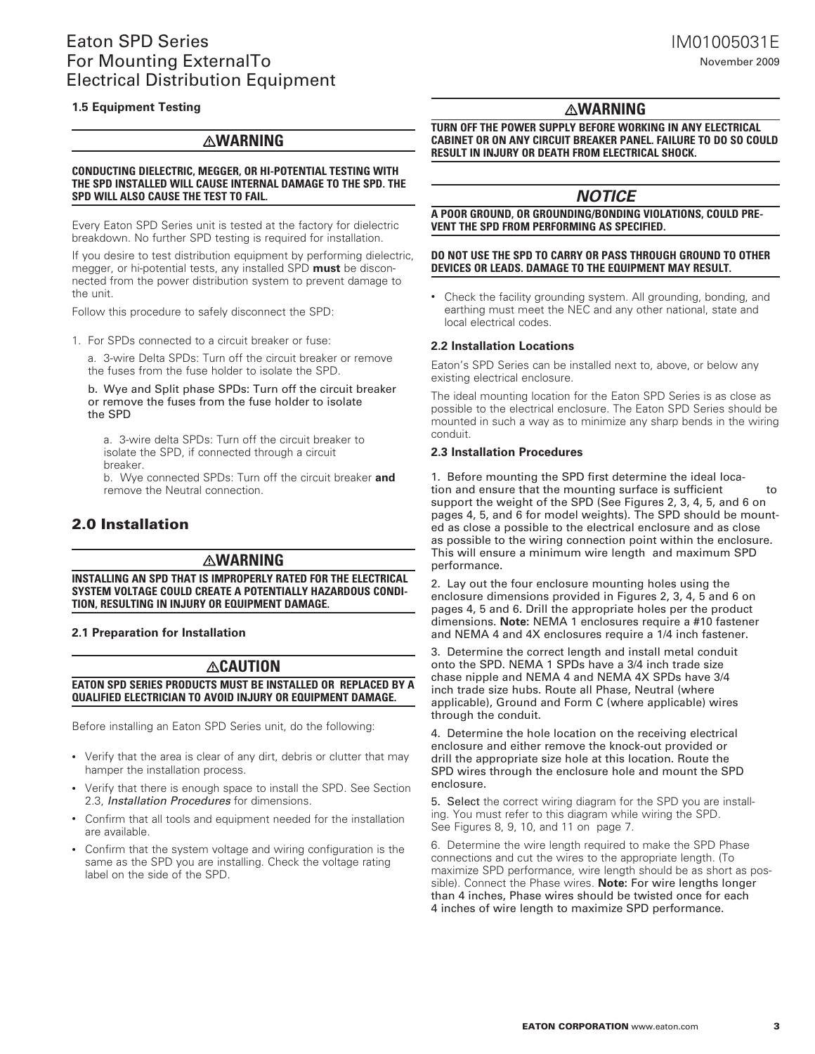### 1.5 Equipment Testing

**⚠WARNING**

**CONDUCTING DIELECTRIC, MEGGER, OR HI-POTENTIAL TESTING WITH THE SPD INSTALLED WILL CAUSE INTERNAL DAMAGE TO THE SPD. THE SPD WILL ALSO CAUSE THE TEST TO FAIL.**

Every Eaton SPD Series unit is tested at the factory for dielectric breakdown. No further SPD testing is required for installation.

If you desire to test distribution equipment by performing dielectric, megger, or hi-potential tests, any installed SPD **must** be disconnected from the power distribution system to prevent damage to the unit.

Follow this procedure to safely disconnect the SPD:

1. For SPDs connected to a circuit breaker or fuse:

   a. 3-wire Delta SPDs: Turn off the circuit breaker or remove the fuses from the fuse holder to isolate the SPD.

   b. Wye and Split phase SPDs: Turn off the circuit breaker or remove the fuses from the fuse holder to isolate the SPD

      a. 3-wire delta SPDs: Turn off the circuit breaker to isolate the SPD, if connected through a circuit breaker.

      b. Wye connected SPDs: Turn off the circuit breaker **and** remove the Neutral connection.

## 2.0 Installation

**⚠WARNING**

**INSTALLING AN SPD THAT IS IMPROPERLY RATED FOR THE ELECTRICAL SYSTEM VOLTAGE COULD CREATE A POTENTIALLY HAZARDOUS CONDITION, RESULTING IN INJURY OR EQUIPMENT DAMAGE.**

### 2.1 Preparation for Installation

**⚠CAUTION**

**EATON SPD SERIES PRODUCTS MUST BE INSTALLED OR REPLACED BY A QUALIFIED ELECTRICIAN TO AVOID INJURY OR EQUIPMENT DAMAGE.**

Before installing an Eaton SPD Series unit, do the following:

- Verify that the area is clear of any dirt, debris or clutter that may hamper the installation process.
- Verify that there is enough space to install the SPD. See Section 2.3, *Installation Procedures* for dimensions.
- Confirm that all tools and equipment needed for the installation are available.
- Confirm that the system voltage and wiring configuration is the same as the SPD you are installing. Check the voltage rating label on the side of the SPD.

**⚠WARNING**

**TURN OFF THE POWER SUPPLY BEFORE WORKING IN ANY ELECTRICAL CABINET OR ON ANY CIRCUIT BREAKER PANEL. FAILURE TO DO SO COULD RESULT IN INJURY OR DEATH FROM ELECTRICAL SHOCK.**

***NOTICE***

**A POOR GROUND, OR GROUNDING/BONDING VIOLATIONS, COULD PREVENT THE SPD FROM PERFORMING AS SPECIFIED.**

**DO NOT USE THE SPD TO CARRY OR PASS THROUGH GROUND TO OTHER DEVICES OR LEADS. DAMAGE TO THE EQUIPMENT MAY RESULT.**

- Check the facility grounding system. All grounding, bonding, and earthing must meet the NEC and any other national, state and local electrical codes.

### 2.2 Installation Locations

Eaton's SPD Series can be installed next to, above, or below any existing electrical enclosure.

The ideal mounting location for the Eaton SPD Series is as close as possible to the electrical enclosure. The Eaton SPD Series should be mounted in such a way as to minimize any sharp bends in the wiring conduit.

### 2.3 Installation Procedures

1. Before mounting the SPD first determine the ideal location and ensure that the mounting surface is sufficient to support the weight of the SPD (See Figures 2, 3, 4, 5, and 6 on pages 4, 5, and 6 for model weights). The SPD should be mounted as close a possible to the electrical enclosure and as close as possible to the wiring connection point within the enclosure. This will ensure a minimum wire length and maximum SPD performance.

2. Lay out the four enclosure mounting holes using the enclosure dimensions provided in Figures 2, 3, 4, 5 and 6 on pages 4, 5 and 6. Drill the appropriate holes per the product dimensions. **Note:** NEMA 1 enclosures require a #10 fastener and NEMA 4 and 4X enclosures require a 1/4 inch fastener.

3. Determine the correct length and install metal conduit onto the SPD. NEMA 1 SPDs have a 3/4 inch trade size chase nipple and NEMA 4 and NEMA 4X SPDs have 3/4 inch trade size hubs. Route all Phase, Neutral (where applicable), Ground and Form C (where applicable) wires through the conduit.

4. Determine the hole location on the receiving electrical enclosure and either remove the knock-out provided or drill the appropriate size hole at this location. Route the SPD wires through the enclosure hole and mount the SPD enclosure.

5. Select the correct wiring diagram for the SPD you are installing. You must refer to this diagram while wiring the SPD. See Figures 8, 9, 10, and 11 on page 7.

6. Determine the wire length required to make the SPD Phase connections and cut the wires to the appropriate length. (To maximize SPD performance, wire length should be as short as possible). Connect the Phase wires. **Note:** For wire lengths longer than 4 inches, Phase wires should be twisted once for each 4 inches of wire length to maximize SPD performance.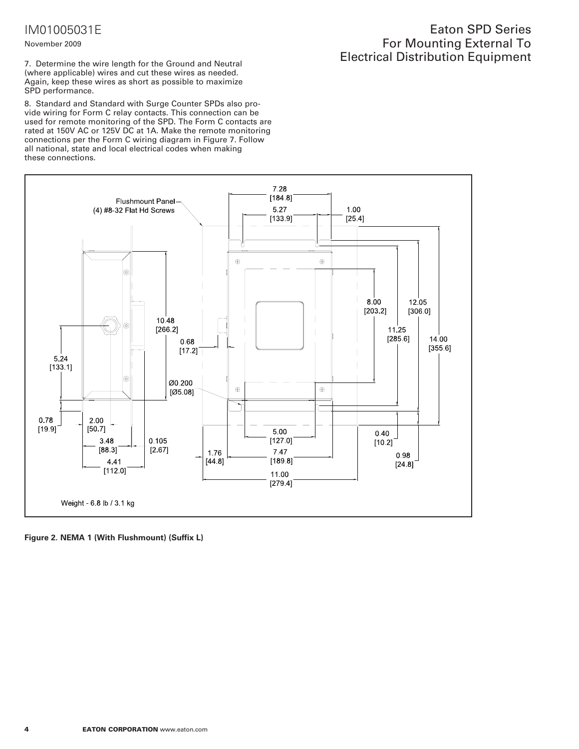7. Determine the wire length for the Ground and Neutral (where applicable) wires and cut these wires as needed. Again, keep these wires as short as possible to maximize SPD performance.

8. Standard and Standard with Surge Counter SPDs also provide wiring for Form C relay contacts. This connection can be used for remote monitoring of the SPD. The Form C contacts are rated at 150V AC or 125V DC at 1A. Make the remote monitoring connections per the Form C wiring diagram in Figure 7. Follow all national, state and local electrical codes when making these connections.

Flushmount Panel
(4) #8-32 Flat Hd Screws

7.28 [184.8]
5.27 [133.9]
1.00 [25.4]
10.48 [266.2]
0.68 [17.2]
5.24 [133.1]
Ø0.200 [Ø5.08]
8.00 [203.2]
12.05 [306.0]
11.25 [285.6]
14.00 [355.6]
0.78 [19.9]
2.00 [50.7]
3.48 [88.3]
0.105 [2.67]
4.41 [112.0]
1.76 [44.8]
5.00 [127.0]
7.47 [189.8]
11.00 [279.4]
0.40 [10.2]
0.98 [24.8]

Weight - 6.8 lb / 3.1 kg

**Figure 2. NEMA 1 (With Flushmount) (Suffix L)**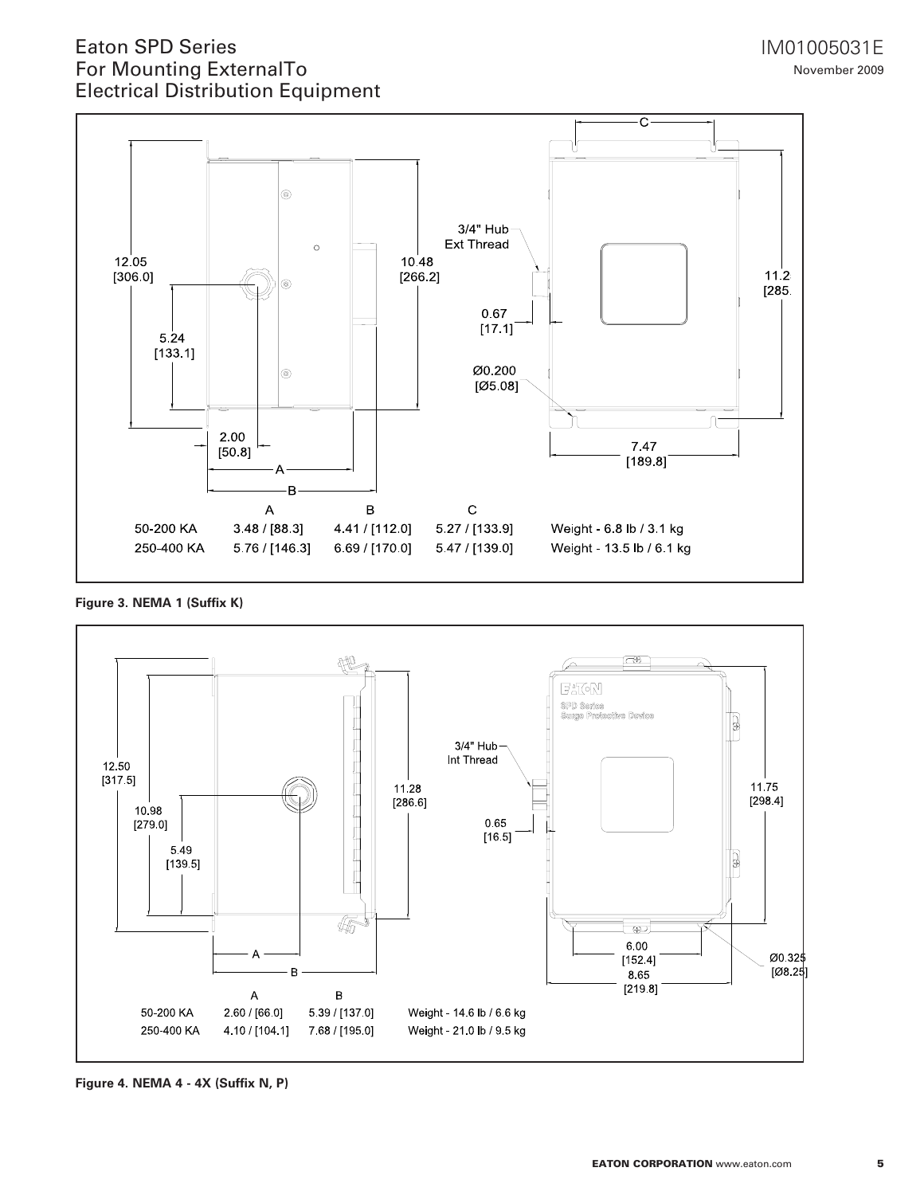| | A | B | C | |
|---|---|---|---|---|
| 50-200 KA | 3.48 / [88.3] | 4.41 / [112.0] | 5.27 / [133.9] | Weight - 6.8 lb / 3.1 kg |
| 250-400 KA | 5.76 / [146.3] | 6.69 / [170.0] | 5.47 / [139.0] | Weight - 13.5 lb / 6.1 kg |

**Figure 3. NEMA 1 (Suffix K)**

| | A | B | |
|---|---|---|---|
| 50-200 KA | 2.60 / [66.0] | 5.39 / [137.0] | Weight - 14.6 lb / 6.6 kg |
| 250-400 KA | 4.10 / [104.1] | 7.68 / [195.0] | Weight - 21.0 lb / 9.5 kg |

**Figure 4. NEMA 4 - 4X (Suffix N, P)**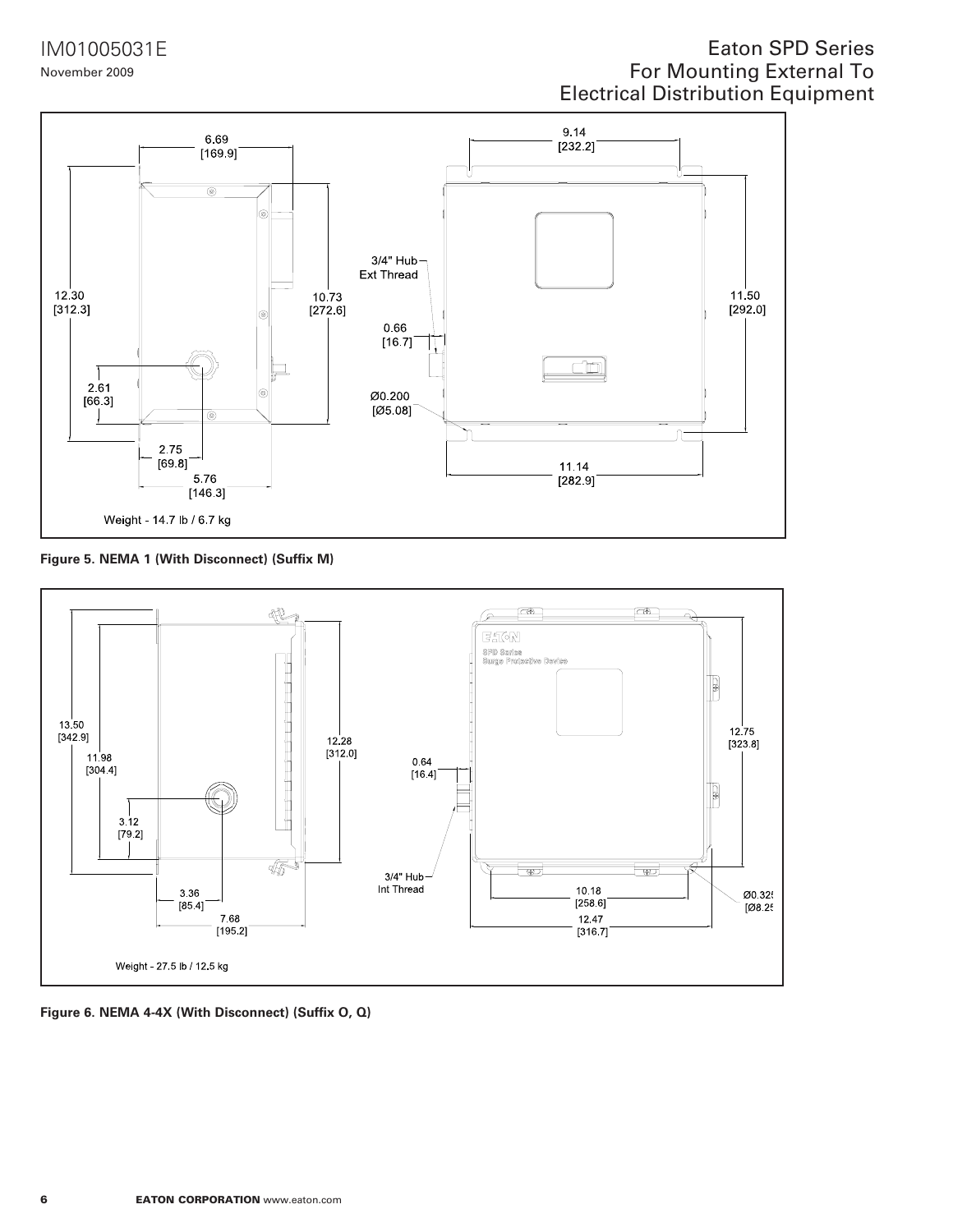6.69
[169.9]

12.30
[312.3]

10.73
[272.6]

2.61
[66.3]

2.75
[69.8]

5.76
[146.3]

3/4" Hub
Ext Thread

0.66
[16.7]

Ø0.200
[Ø5.08]

9.14
[232.2]

11.50
[292.0]

11.14
[282.9]

Weight - 14.7 lb / 6.7 kg

**Figure 5. NEMA 1 (With Disconnect) (Suffix M)**

13.50
[342.9]

11.98
[304.4]

3.12
[79.2]

3.36
[85.4]

7.68
[195.2]

12.28
[312.0]

0.64
[16.4]

3/4" Hub
Int Thread

EATON
SPD Series
Surge Protective Device

12.75
[323.8]

10.18
[258.6]

12.47
[316.7]

Ø0.325
[Ø8.25

Weight - 27.5 lb / 12.5 kg

**Figure 6. NEMA 4-4X (With Disconnect) (Suffix O, Q)**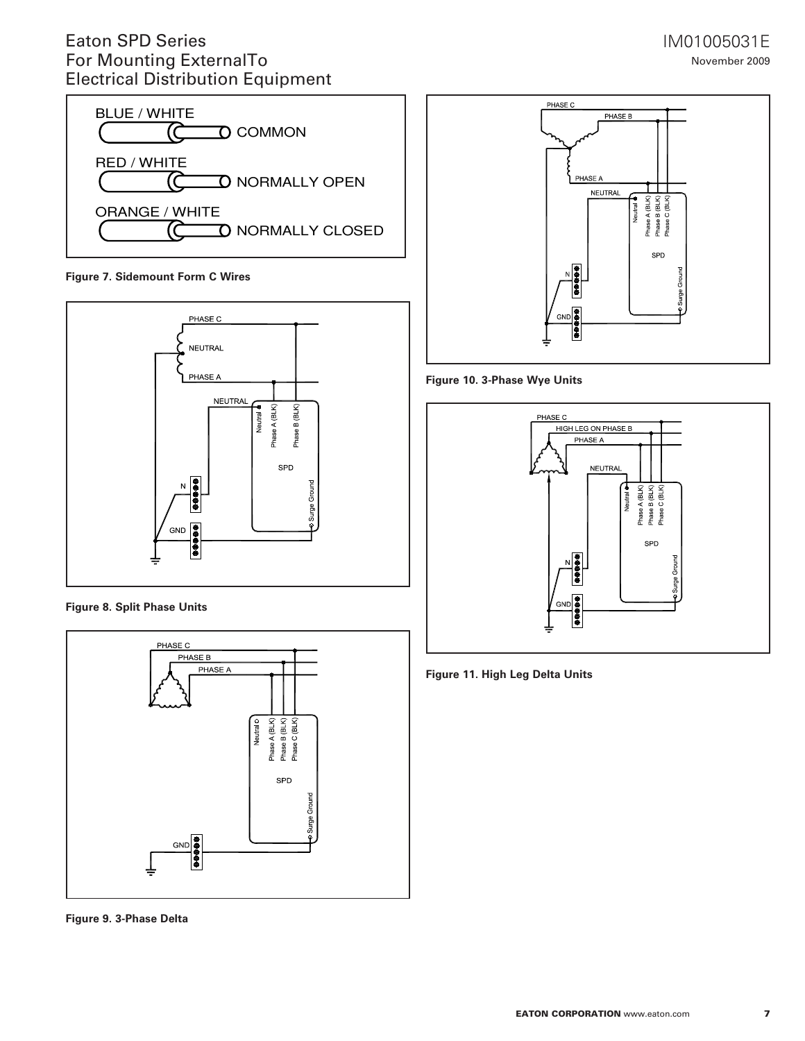Figure 7. Sidemount Form C Wires

Figure 8. Split Phase Units

Figure 9. 3-Phase Delta

Figure 10. 3-Phase Wye Units

Figure 11. High Leg Delta Units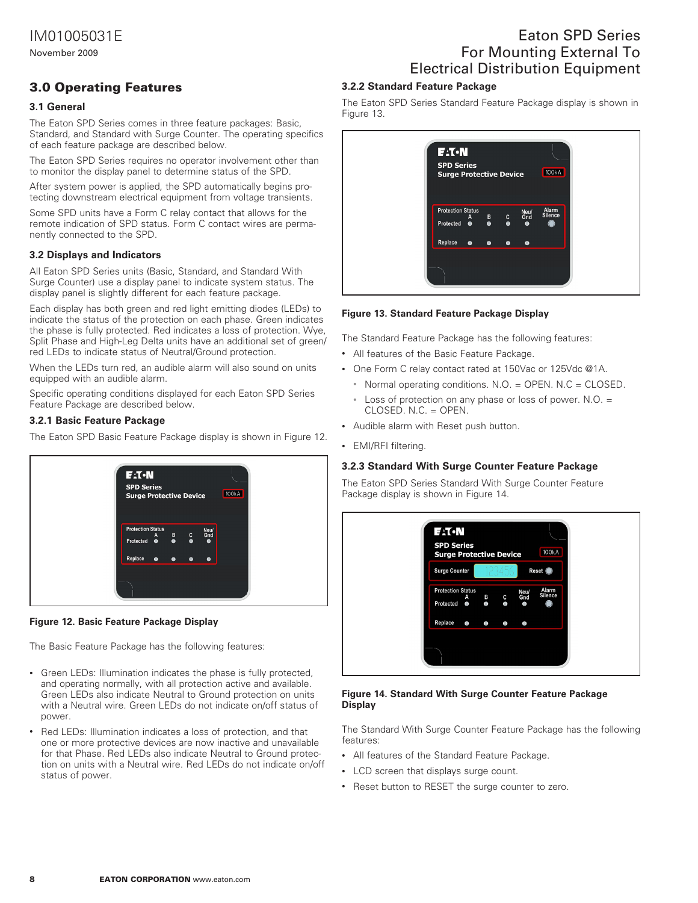## 3.0 Operating Features

### 3.1 General

The Eaton SPD Series comes in three feature packages: Basic, Standard, and Standard with Surge Counter. The operating specifics of each feature package are described below.

The Eaton SPD Series requires no operator involvement other than to monitor the display panel to determine status of the SPD.

After system power is applied, the SPD automatically begins protecting downstream electrical equipment from voltage transients.

Some SPD units have a Form C relay contact that allows for the remote indication of SPD status. Form C contact wires are permanently connected to the SPD.

### 3.2 Displays and Indicators

All Eaton SPD Series units (Basic, Standard, and Standard With Surge Counter) use a display panel to indicate system status. The display panel is slightly different for each feature package.

Each display has both green and red light emitting diodes (LEDs) to indicate the status of the protection on each phase. Green indicates the phase is fully protected. Red indicates a loss of protection. Wye, Split Phase and High-Leg Delta units have an additional set of green/red LEDs to indicate status of Neutral/Ground protection.

When the LEDs turn red, an audible alarm will also sound on units equipped with an audible alarm.

Specific operating conditions displayed for each Eaton SPD Series Feature Package are described below.

#### 3.2.1 Basic Feature Package

The Eaton SPD Basic Feature Package display is shown in Figure 12.

**Figure 12. Basic Feature Package Display**

The Basic Feature Package has the following features:

- Green LEDs: Illumination indicates the phase is fully protected, and operating normally, with all protection active and available. Green LEDs also indicate Neutral to Ground protection on units with a Neutral wire. Green LEDs do not indicate on/off status of power.
- Red LEDs: Illumination indicates a loss of protection, and that one or more protective devices are now inactive and unavailable for that Phase. Red LEDs also indicate Neutral to Ground protection on units with a Neutral wire. Red LEDs do not indicate on/off status of power.

#### 3.2.2 Standard Feature Package

The Eaton SPD Series Standard Feature Package display is shown in Figure 13.

**Figure 13. Standard Feature Package Display**

The Standard Feature Package has the following features:

- All features of the Basic Feature Package.
- One Form C relay contact rated at 150Vac or 125Vdc @1A.
  - Normal operating conditions. N.O. = OPEN. N.C = CLOSED.
  - Loss of protection on any phase or loss of power. N.O. = CLOSED. N.C. = OPEN.
- Audible alarm with Reset push button.
- EMI/RFI filtering.

#### 3.2.3 Standard With Surge Counter Feature Package

The Eaton SPD Series Standard With Surge Counter Feature Package display is shown in Figure 14.

**Figure 14. Standard With Surge Counter Feature Package Display**

The Standard With Surge Counter Feature Package has the following features:

- All features of the Standard Feature Package.
- LCD screen that displays surge count.
- Reset button to RESET the surge counter to zero.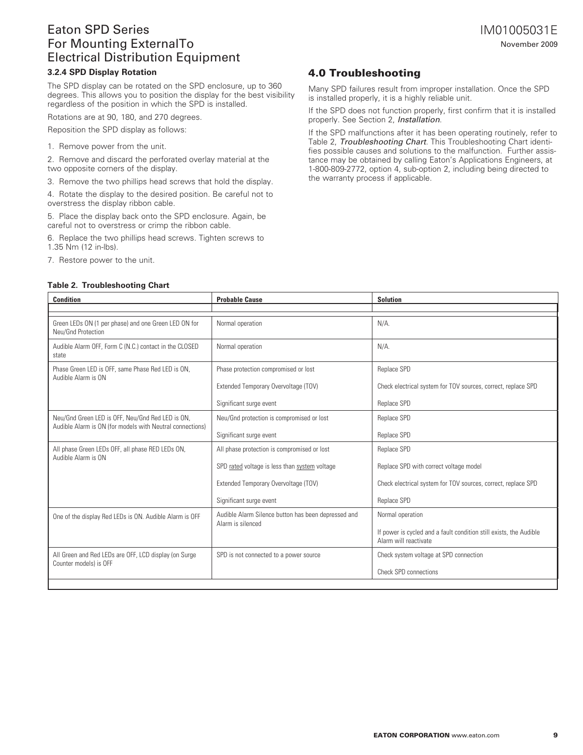### 3.2.4 SPD Display Rotation

The SPD display can be rotated on the SPD enclosure, up to 360 degrees. This allows you to position the display for the best visibility regardless of the position in which the SPD is installed.

Rotations are at 90, 180, and 270 degrees.

Reposition the SPD display as follows:

1. Remove power from the unit.
2. Remove and discard the perforated overlay material at the two opposite corners of the display.
3. Remove the two phillips head screws that hold the display.
4. Rotate the display to the desired position. Be careful not to overstress the display ribbon cable.
5. Place the display back onto the SPD enclosure. Again, be careful not to overstress or crimp the ribbon cable.
6. Replace the two phillips head screws. Tighten screws to 1.35 Nm (12 in-lbs).
7. Restore power to the unit.

## 4.0 Troubleshooting

Many SPD failures result from improper installation. Once the SPD is installed properly, it is a highly reliable unit.

If the SPD does not function properly, first confirm that it is installed properly. See Section 2, *Installation*.

If the SPD malfunctions after it has been operating routinely, refer to Table 2, *Troubleshooting Chart*. This Troubleshooting Chart identifies possible causes and solutions to the malfunction. Further assistance may be obtained by calling Eaton's Applications Engineers, at 1-800-809-2772, option 4, sub-option 2, including being directed to the warranty process if applicable.

**Table 2. Troubleshooting Chart**

| Condition | Probable Cause | Solution |
|---|---|---|
| Green LEDs ON (1 per phase) and one Green LED ON for Neu/Gnd Protection | Normal operation | N/A. |
| Audible Alarm OFF, Form C (N.C.) contact in the CLOSED state | Normal operation | N/A. |
| Phase Green LED is OFF, same Phase Red LED is ON, Audible Alarm is ON | Phase protection compromised or lost | Replace SPD |
| | Extended Temporary Overvoltage (TOV) | Check electrical system for TOV sources, correct, replace SPD |
| | Significant surge event | Replace SPD |
| Neu/Gnd Green LED is OFF, Neu/Gnd Red LED is ON, Audible Alarm is ON (for models with Neutral connections) | Neu/Gnd protection is compromised or lost | Replace SPD |
| | Significant surge event | Replace SPD |
| All phase Green LEDs OFF, all phase RED LEDs ON, Audible Alarm is ON | All phase protection is compromised or lost | Replace SPD |
| | SPD rated voltage is less than system voltage | Replace SPD with correct voltage model |
| | Extended Temporary Overvoltage (TOV) | Check electrical system for TOV sources, correct, replace SPD |
| | Significant surge event | Replace SPD |
| One of the display Red LEDs is ON. Audible Alarm is OFF | Audible Alarm Silence button has been depressed and Alarm is silenced | Normal operation |
| | | If power is cycled and a fault condition still exists, the Audible Alarm will reactivate |
| All Green and Red LEDs are OFF, LCD display (on Surge Counter models) is OFF | SPD is not connected to a power source | Check system voltage at SPD connection |
| | | Check SPD connections |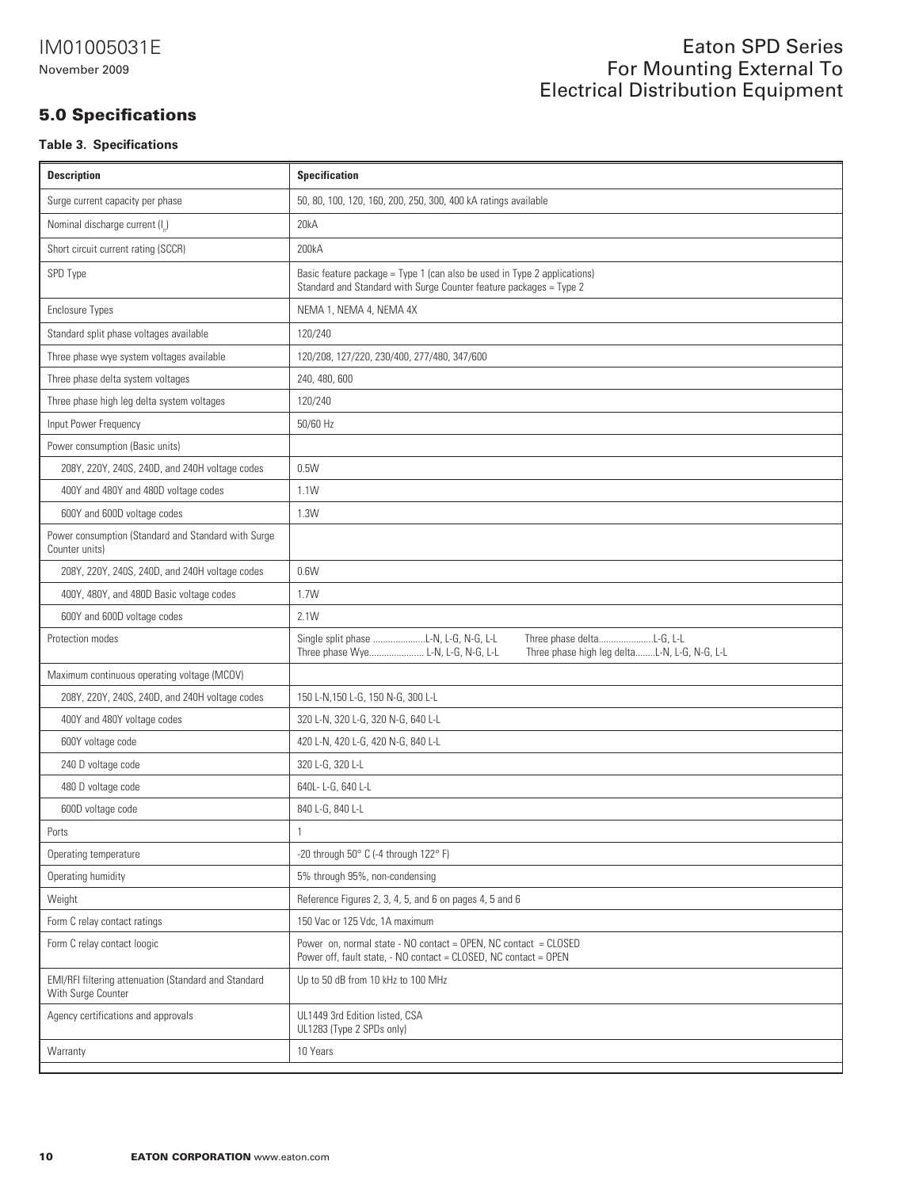## 5.0 Specifications

**Table 3. Specifications**

| Description | Specification |
|---|---|
| Surge current capacity per phase | 50, 80, 100, 120, 160, 200, 250, 300, 400 kA ratings available |
| Nominal discharge current ($I_n$) | 20kA |
| Short circuit current rating (SCCR) | 200kA |
| SPD Type | Basic feature package = Type 1 (can also be used in Type 2 applications)<br>Standard and Standard with Surge Counter feature packages = Type 2 |
| Enclosure Types | NEMA 1, NEMA 4, NEMA 4X |
| Standard split phase voltages available | 120/240 |
| Three phase wye system voltages available | 120/208, 127/220, 230/400, 277/480, 347/600 |
| Three phase delta system voltages | 240, 480, 600 |
| Three phase high leg delta system voltages | 120/240 |
| Input Power Frequency | 50/60 Hz |
| Power consumption (Basic units) | |
| 208Y, 220Y, 240S, 240D, and 240H voltage codes | 0.5W |
| 400Y and 480Y and 480D voltage codes | 1.1W |
| 600Y and 600D voltage codes | 1.3W |
| Power consumption (Standard and Standard with Surge Counter units) | |
| 208Y, 220Y, 240S, 240D, and 240H voltage codes | 0.6W |
| 400Y, 480Y, and 480D Basic voltage codes | 1.7W |
| 600Y and 600D voltage codes | 2.1W |
| Protection modes | Single split phase ....................L-N, L-G, N-G, L-L<br>Three phase Wye...................... L-N, L-G, N-G, L-L<br>Three phase delta......................L-G, L-L<br>Three phase high leg delta........L-N, L-G, N-G, L-L |
| Maximum continuous operating voltage (MCOV) | |
| 208Y, 220Y, 240S, 240D, and 240H voltage codes | 150 L-N,150 L-G, 150 N-G, 300 L-L |
| 400Y and 480Y voltage codes | 320 L-N, 320 L-G, 320 N-G, 640 L-L |
| 600Y voltage code | 420 L-N, 420 L-G, 420 N-G, 840 L-L |
| 240 D voltage code | 320 L-G, 320 L-L |
| 480 D voltage code | 640L- L-G, 640 L-L |
| 600D voltage code | 840 L-G, 840 L-L |
| Ports | 1 |
| Operating temperature | -20 through 50° C (-4 through 122° F) |
| Operating humidity | 5% through 95%, non-condensing |
| Weight | Reference Figures 2, 3, 4, 5, and 6 on pages 4, 5 and 6 |
| Form C relay contact ratings | 150 Vac or 125 Vdc, 1A maximum |
| Form C relay contact loogic | Power on, normal state - NO contact = OPEN, NC contact = CLOSED<br>Power off, fault state, - NO contact = CLOSED, NC contact = OPEN |
| EMI/RFI filtering attenuation (Standard and Standard With Surge Counter | Up to 50 dB from 10 kHz to 100 MHz |
| Agency certifications and approvals | UL1449 3rd Edition listed, CSA<br>UL1283 (Type 2 SPDs only) |
| Warranty | 10 Years |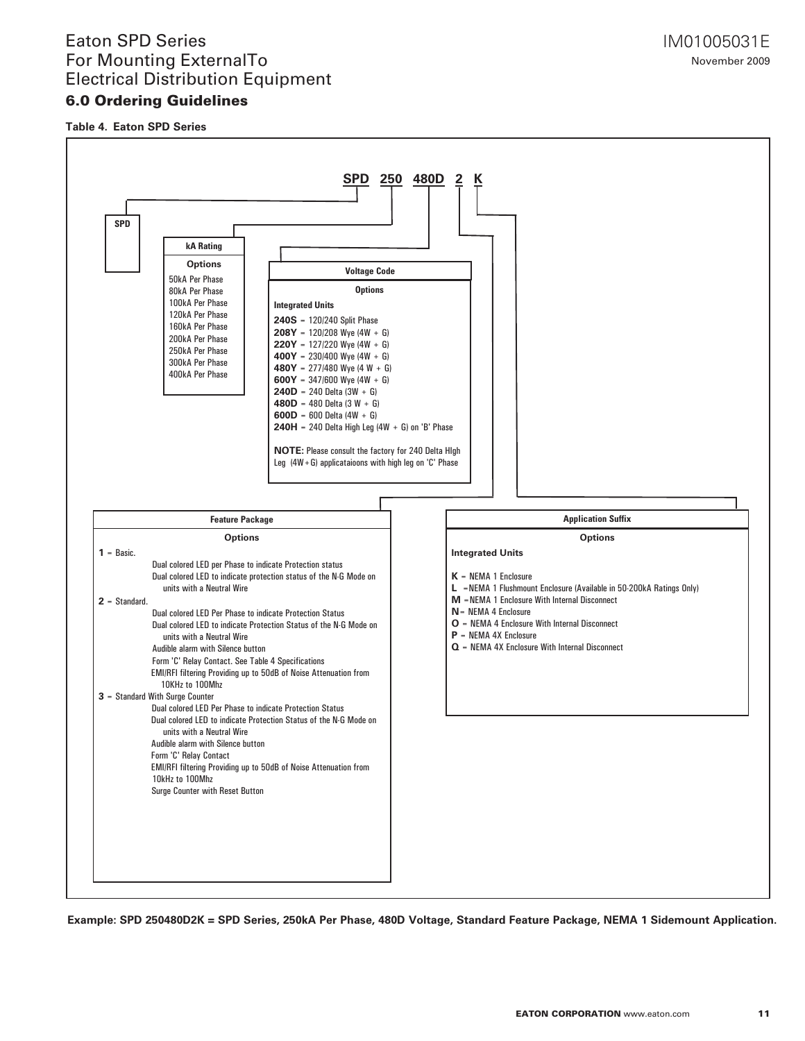## 6.0 Ordering Guidelines

**Table 4. Eaton SPD Series**

**SPD 250 480D 2 K**

**SPD**

**kA Rating**

**Options**

- 50kA Per Phase
- 80kA Per Phase
- 100kA Per Phase
- 120kA Per Phase
- 160kA Per Phase
- 200kA Per Phase
- 250kA Per Phase
- 300kA Per Phase
- 400kA Per Phase

**Voltage Code**

**Options**

**Integrated Units**

- **240S** = 120/240 Split Phase
- **208Y** = 120/208 Wye (4W + G)
- **220Y** = 127/220 Wye (4W + G)
- **400Y** = 230/400 Wye (4W + G)
- **480Y** = 277/480 Wye (4 W + G)
- **600Y** = 347/600 Wye (4W + G)
- **240D** = 240 Delta (3W + G)
- **480D** = 480 Delta (3 W + G)
- **600D** = 600 Delta (4W + G)
- **240H** = 240 Delta High Leg (4W + G) on 'B' Phase

**NOTE:** Please consult the factory for 240 Delta HIgh Leg (4W+G) applicataioons with high leg on 'C' Phase

**Feature Package**

**Options**

**1** = Basic.
- Dual colored LED per Phase to indicate Protection status
- Dual colored LED to indicate protection status of the N-G Mode on units with a Neutral Wire

**2** = Standard.
- Dual colored LED Per Phase to indicate Protection Status
- Dual colored LED to indicate Protection Status of the N-G Mode on units with a Neutral Wire
- Audible alarm with Silence button
- Form 'C' Relay Contact. See Table 4 Specifications
- EMI/RFI filtering Providing up to 50dB of Noise Attenuation from 10KHz to 100Mhz

**3** = Standard With Surge Counter
- Dual colored LED Per Phase to indicate Protection Status
- Dual colored LED to indicate Protection Status of the N-G Mode on units with a Neutral Wire
- Audible alarm with Silence button
- Form 'C' Relay Contact
- EMI/RFI filtering Providing up to 50dB of Noise Attenuation from 10kHz to 100Mhz
- Surge Counter with Reset Button

**Application Suffix**

**Options**

**Integrated Units**

- **K** = NEMA 1 Enclosure
- **L** = NEMA 1 Flushmount Enclosure (Available in 50-200kA Ratings Only)
- **M** = NEMA 1 Enclosure With Internal Disconnect
- **N** = NEMA 4 Enclosure
- **O** = NEMA 4 Enclosure With Internal Disconnect
- **P** = NEMA 4X Enclosure
- **Q** = NEMA 4X Enclosure With Internal Disconnect

**Example: SPD 250480D2K = SPD Series, 250kA Per Phase, 480D Voltage, Standard Feature Package, NEMA 1 Sidemount Application.**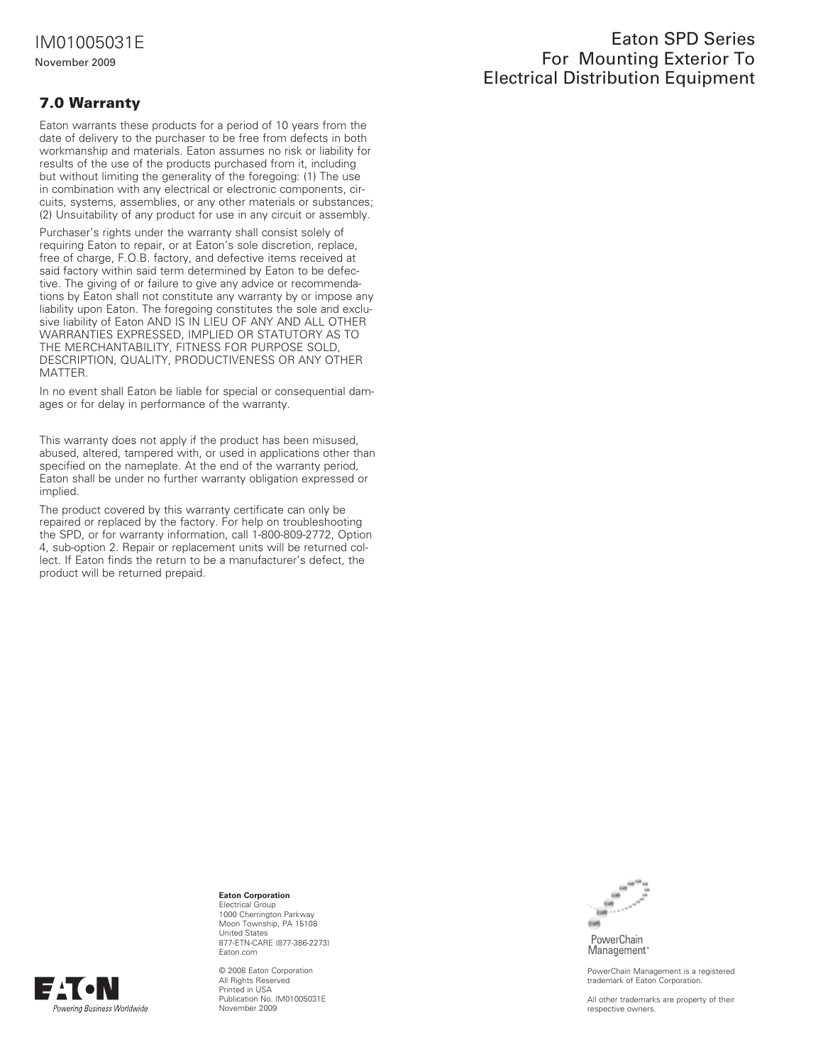## 7.0 Warranty

Eaton warrants these products for a period of 10 years from the date of delivery to the purchaser to be free from defects in both workmanship and materials. Eaton assumes no risk or liability for results of the use of the products purchased from it, including but without limiting the generality of the foregoing: (1) The use in combination with any electrical or electronic components, circuits, systems, assemblies, or any other materials or substances; (2) Unsuitability of any product for use in any circuit or assembly.

Purchaser's rights under the warranty shall consist solely of requiring Eaton to repair, or at Eaton's sole discretion, replace, free of charge, F.O.B. factory, and defective items received at said factory within said term determined by Eaton to be defective. The giving of or failure to give any advice or recommendations by Eaton shall not constitute any warranty by or impose any liability upon Eaton. The foregoing constitutes the sole and exclusive liability of Eaton AND IS IN LIEU OF ANY AND ALL OTHER WARRANTIES EXPRESSED, IMPLIED OR STATUTORY AS TO THE MERCHANTABILITY, FITNESS FOR PURPOSE SOLD, DESCRIPTION, QUALITY, PRODUCTIVENESS OR ANY OTHER MATTER.

In no event shall Eaton be liable for special or consequential damages or for delay in performance of the warranty.

This warranty does not apply if the product has been misused, abused, altered, tampered with, or used in applications other than specified on the nameplate. At the end of the warranty period, Eaton shall be under no further warranty obligation expressed or implied.

The product covered by this warranty certificate can only be repaired or replaced by the factory. For help on troubleshooting the SPD, or for warranty information, call 1-800-809-2772, Option 4, sub-option 2. Repair or replacement units will be returned collect. If Eaton finds the return to be a manufacturer's defect, the product will be returned prepaid.

**Eaton Corporation**
Electrical Group
1000 Cherrington Parkway
Moon Township, PA 15108
United States
877-ETN-CARE (877-386-2273)
Eaton.com

© 2008 Eaton Corporation
All Rights Reserved
Printed in USA
Publication No. IM01005031E
November 2009

PowerChain Management is a registered trademark of Eaton Corporation.

All other trademarks are property of their respective owners.